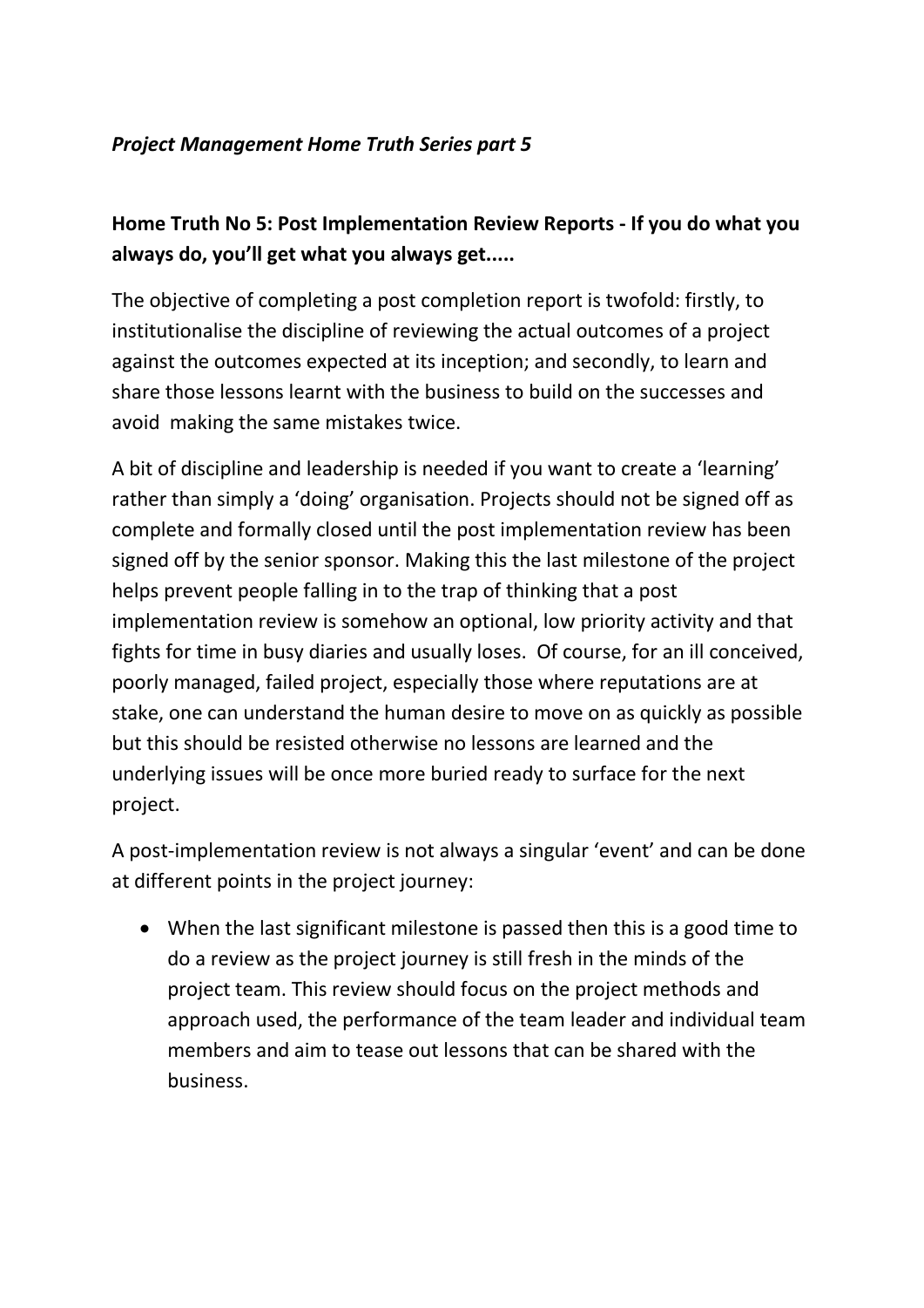*Project Management Home Truth Series part 5*

## Home Truth No 5: Post Implementation Review Reports - If you do what you always do, you'll get what you always get.....

The objective of completing a post completion report is twofold: firstly, to institutionalise the discipline of reviewing the actual outcomes of a project against the outcomes expected at its inception; and secondly, to learn and share those lessons learnt with the business to build on the successes and avoid making the same mistakes twice.

A bit of discipline and leadership is needed if you want to create a 'learning' rather than simply a 'doing' organisation. Projects should not be signed off as complete and formally closed until the post implementation review has been signed off by the senior sponsor. Making this the last milestone of the project helps prevent people falling in to the trap of thinking that a post implementation review is somehow an optional, low priority activity and that fights for time in busy diaries and usually loses. Of course, for an ill conceived, poorly managed, failed project, especially those where reputations are at stake, one can understand the human desire to move on as quickly as possible but this should be resisted otherwise no lessons are learned and the underlying issues will be once more buried ready to surface for the next project.

A post-implementation review is not always a singular 'event' and can be done at different points in the project journey:

- When the last significant milestone is passed then this is a good time to do a review as the project journey is still fresh in the minds of the project team. This review should focus on the project methods and approach used, the performance of the team leader and individual team members and aim to tease out lessons that can be shared with the business.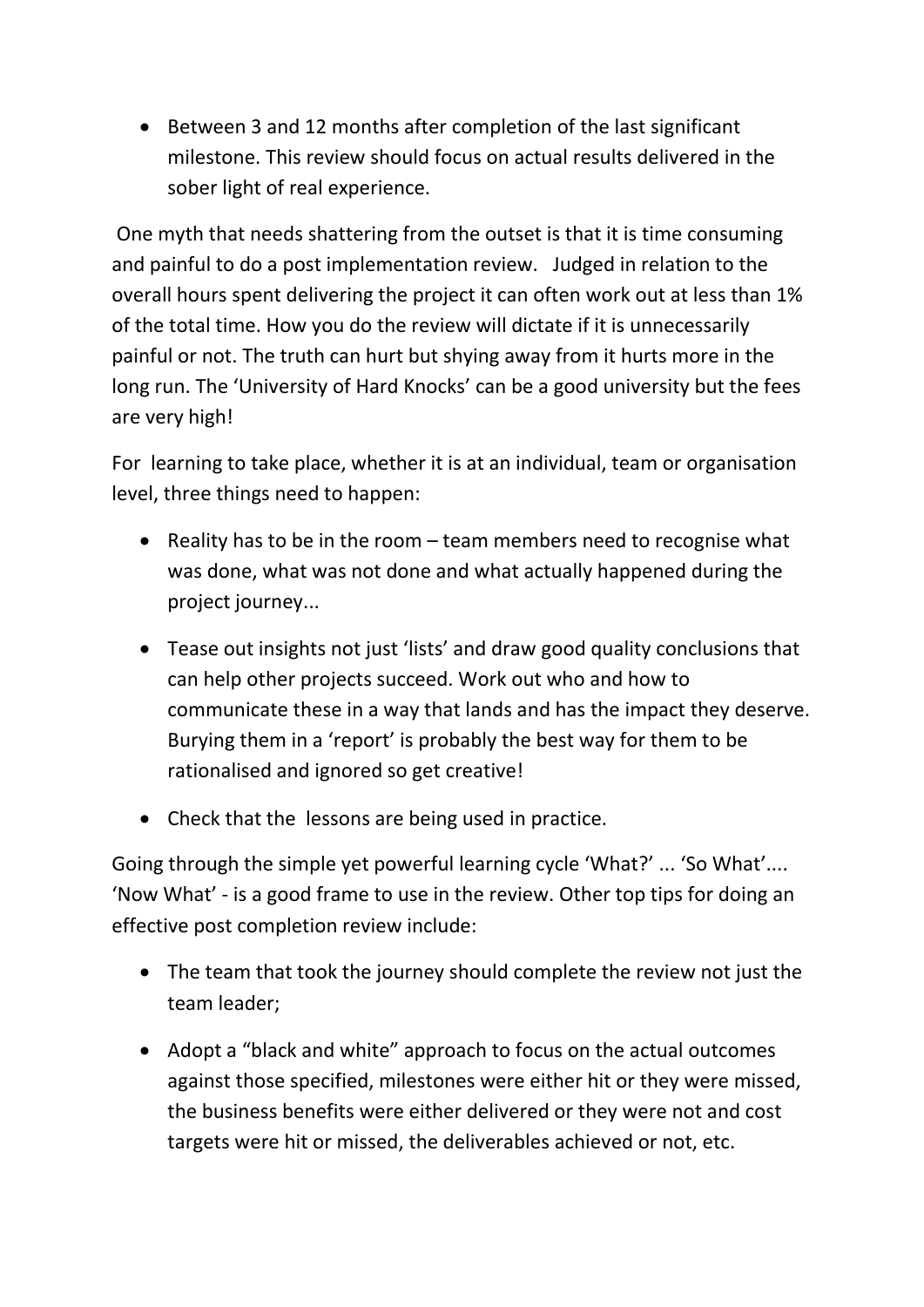- Between 3 and 12 months after completion of the last significant milestone. This review should focus on actual results delivered in the sober light of real experience.

One myth that needs shattering from the outset is that it is time consuming and painful to do a post implementation review. Judged in relation to the overall hours spent delivering the project it can often work out at less than 1% of the total time. How you do the review will dictate if it is unnecessarily painful or not. The truth can hurt but shying away from it hurts more in the long run. The 'University of Hard Knocks' can be a good university but the fees are very high!

For learning to take place, whether it is at an individual, team or organisation level, three things need to happen:

- Reality has to be in the room – team members need to recognise what was done, what was not done and what actually happened during the project journey...
- Tease out insights not just 'lists' and draw good quality conclusions that can help other projects succeed. Work out who and how to communicate these in a way that lands and has the impact they deserve. Burying them in a 'report' is probably the best way for them to be rationalised and ignored so get creative!
- Check that the lessons are being used in practice.

Going through the simple yet powerful learning cycle 'What?' ... 'So What'.... 'Now What' - is a good frame to use in the review. Other top tips for doing an effective post completion review include:

- The team that took the journey should complete the review not just the team leader;
- Adopt a "black and white" approach to focus on the actual outcomes against those specified, milestones were either hit or they were missed, the business benefits were either delivered or they were not and cost targets were hit or missed, the deliverables achieved or not, etc.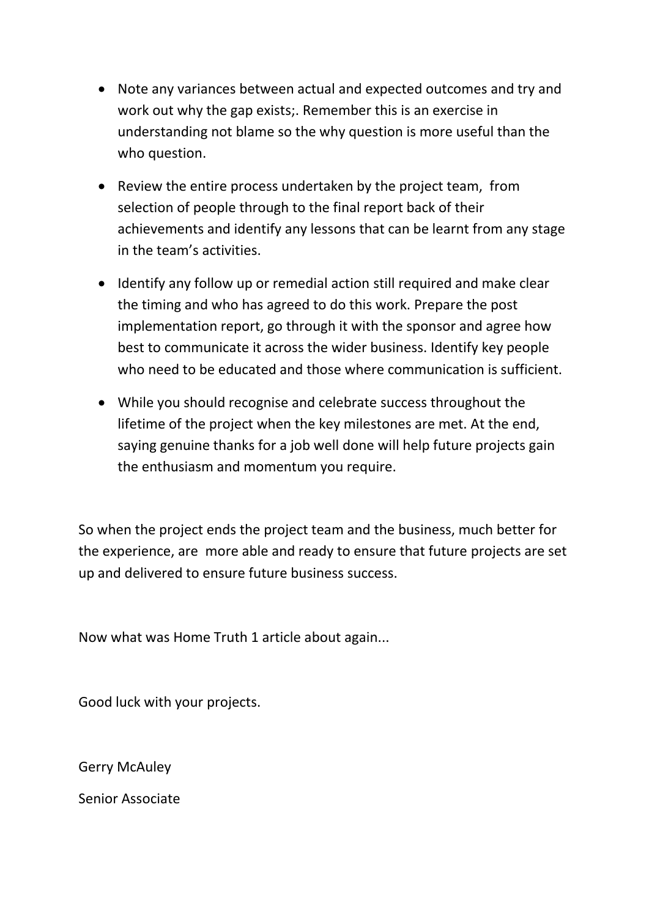- Note any variances between actual and expected outcomes and try and work out why the gap exists;. Remember this is an exercise in understanding not blame so the why question is more useful than the who question.
- Review the entire process undertaken by the project team, from selection of people through to the final report back of their achievements and identify any lessons that can be learnt from any stage in the team's activities.
- Identify any follow up or remedial action still required and make clear the timing and who has agreed to do this work. Prepare the post implementation report, go through it with the sponsor and agree how best to communicate it across the wider business. Identify key people who need to be educated and those where communication is sufficient.
- While you should recognise and celebrate success throughout the lifetime of the project when the key milestones are met. At the end, saying genuine thanks for a job well done will help future projects gain the enthusiasm and momentum you require.

So when the project ends the project team and the business, much better for the experience, are more able and ready to ensure that future projects are set up and delivered to ensure future business success.

Now what was Home Truth 1 article about again...

Good luck with your projects.

Gerry McAuley

Senior Associate